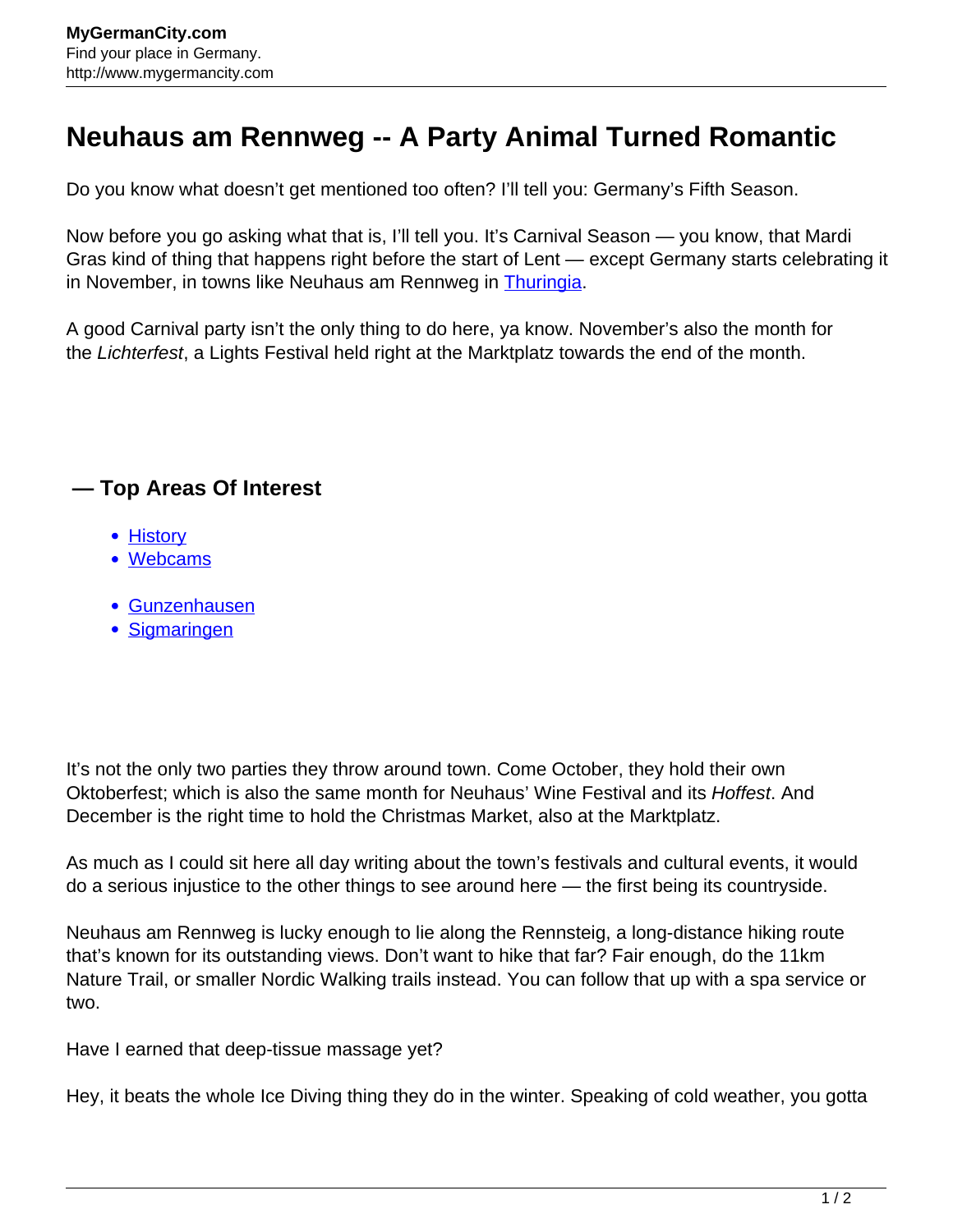# Neuhaus am Rennweg -- A Party Animal Turned Romantic

Do you know what doesn't get mentioned too often? I'll tell you: Germany's Fifth Season.

Now before you go asking what that is, I'll tell you. It's Carnival Season — you know, that Mardi Gras kind of thing that happens right before the start of Lent — except Germany starts celebrating it in November, in towns like Neuhaus am Rennweg in Thuringia.

A good Carnival party isn't the only thing to do here, ya know. November's also the month for the *Lichterfest*, a Lights Festival held right at the Marktplatz towards the end of the month.

### — Top Areas Of Interest

- History
- Webcams

- Gunzenhausen
- Sigmaringen

It's not the only two parties they throw around town. Come October, they hold their own Oktoberfest; which is also the same month for Neuhaus' Wine Festival and its *Hoffest*. And December is the right time to hold the Christmas Market, also at the Marktplatz.

As much as I could sit here all day writing about the town's festivals and cultural events, it would do a serious injustice to the other things to see around here — the first being its countryside.

Neuhaus am Rennweg is lucky enough to lie along the Rennsteig, a long-distance hiking route that's known for its outstanding views. Don't want to hike that far? Fair enough, do the 11km Nature Trail, or smaller Nordic Walking trails instead. You can follow that up with a spa service or two.

Have I earned that deep-tissue massage yet?

Hey, it beats the whole Ice Diving thing they do in the winter. Speaking of cold weather, you gotta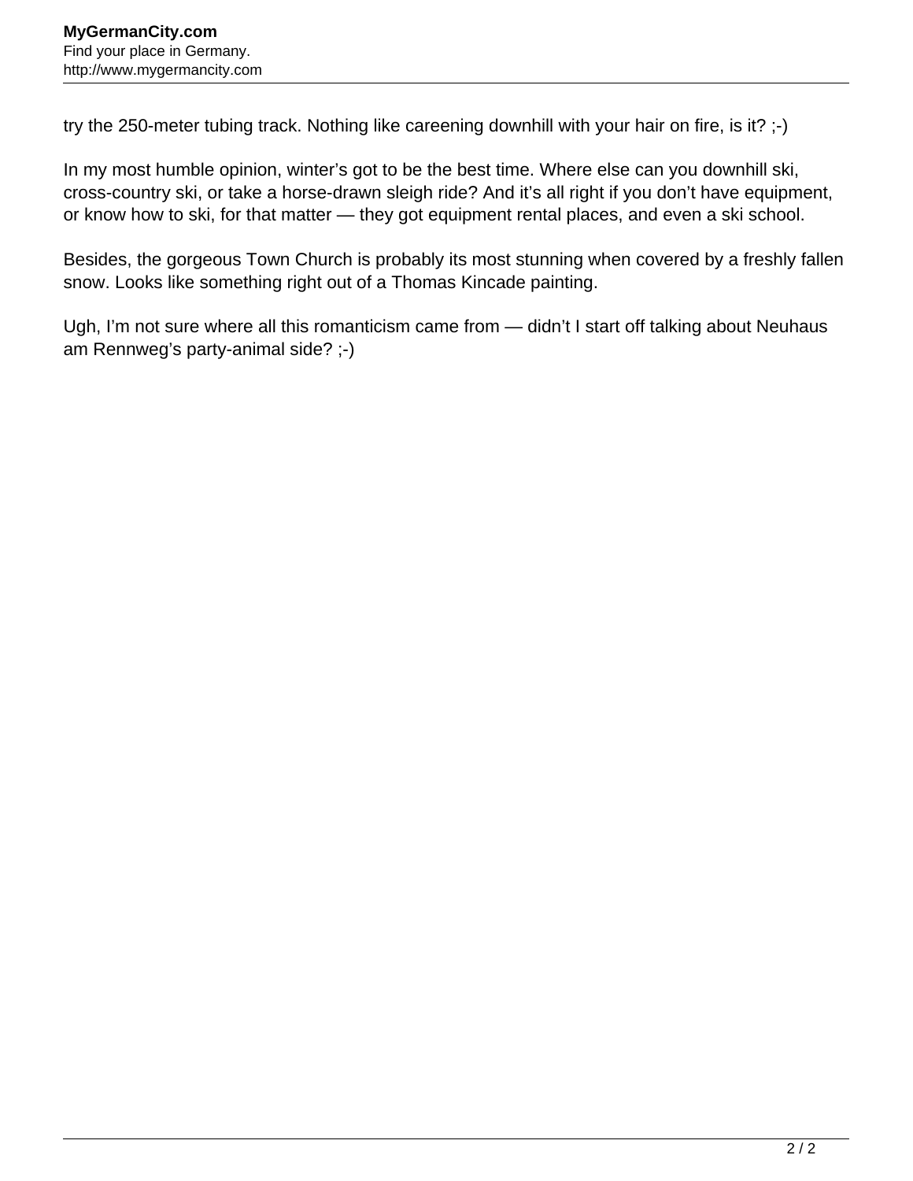try the 250-meter tubing track. Nothing like careening downhill with your hair on fire, is it? ;-)

In my most humble opinion, winter's got to be the best time. Where else can you downhill ski, cross-country ski, or take a horse-drawn sleigh ride? And it's all right if you don't have equipment, or know how to ski, for that matter — they got equipment rental places, and even a ski school.

Besides, the gorgeous Town Church is probably its most stunning when covered by a freshly fallen snow. Looks like something right out of a Thomas Kincade painting.

Ugh, I'm not sure where all this romanticism came from — didn't I start off talking about Neuhaus am Rennweg's party-animal side? ;-)